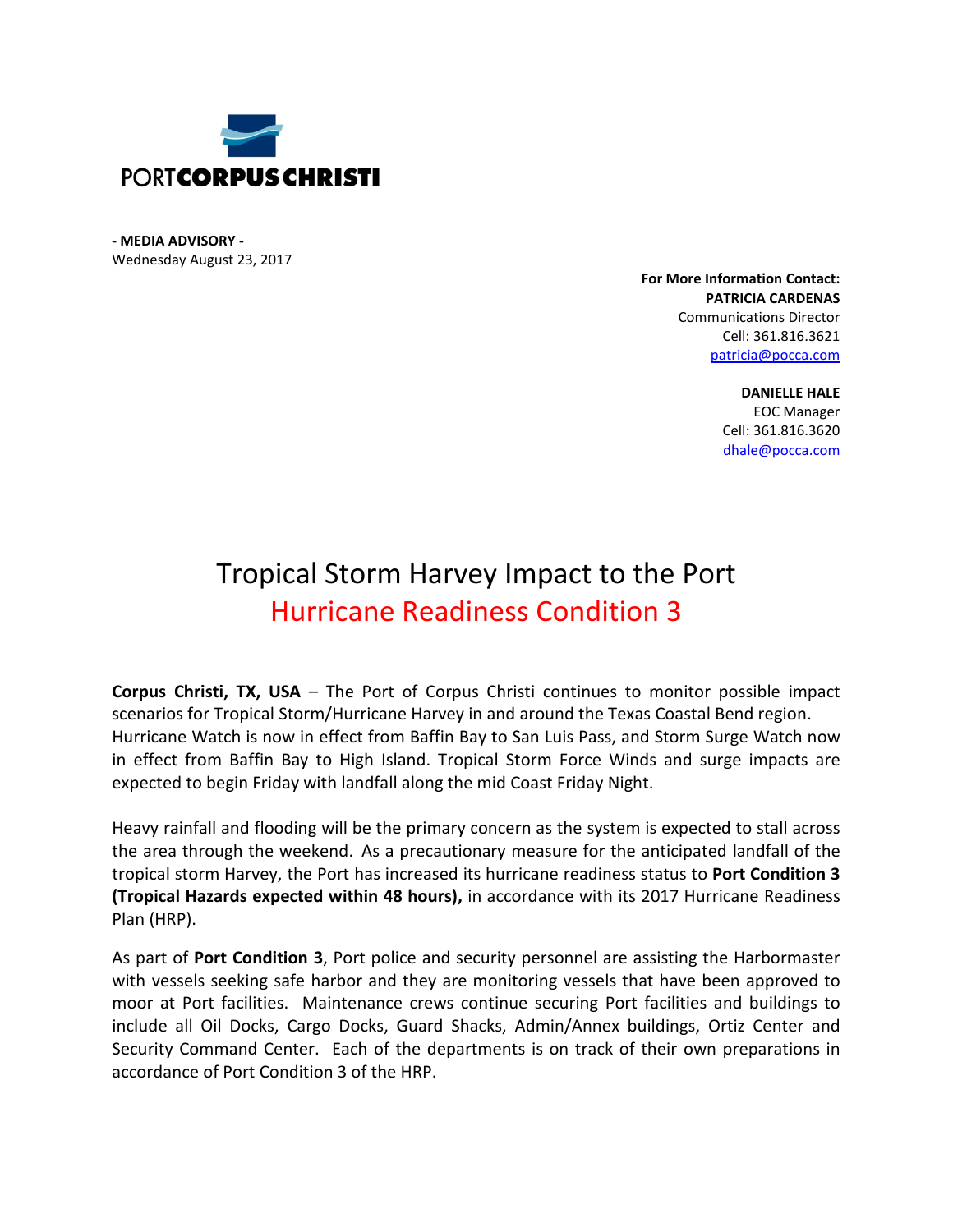PORT**CORPUS CHRISTI**

**- MEDIA ADVISORY -**
Wednesday August 23, 2017

**For More Information Contact:**
**PATRICIA CARDENAS**
Communications Director
Cell: 361.816.3621
patricia@pocca.com

**DANIELLE HALE**
EOC Manager
Cell: 361.816.3620
dhale@pocca.com

# Tropical Storm Harvey Impact to the Port

## Hurricane Readiness Condition 3

**Corpus Christi, TX, USA** – The Port of Corpus Christi continues to monitor possible impact scenarios for Tropical Storm/Hurricane Harvey in and around the Texas Coastal Bend region. Hurricane Watch is now in effect from Baffin Bay to San Luis Pass, and Storm Surge Watch now in effect from Baffin Bay to High Island. Tropical Storm Force Winds and surge impacts are expected to begin Friday with landfall along the mid Coast Friday Night.

Heavy rainfall and flooding will be the primary concern as the system is expected to stall across the area through the weekend. As a precautionary measure for the anticipated landfall of the tropical storm Harvey, the Port has increased its hurricane readiness status to **Port Condition 3 (Tropical Hazards expected within 48 hours),** in accordance with its 2017 Hurricane Readiness Plan (HRP).

As part of **Port Condition 3**, Port police and security personnel are assisting the Harbormaster with vessels seeking safe harbor and they are monitoring vessels that have been approved to moor at Port facilities. Maintenance crews continue securing Port facilities and buildings to include all Oil Docks, Cargo Docks, Guard Shacks, Admin/Annex buildings, Ortiz Center and Security Command Center. Each of the departments is on track of their own preparations in accordance of Port Condition 3 of the HRP.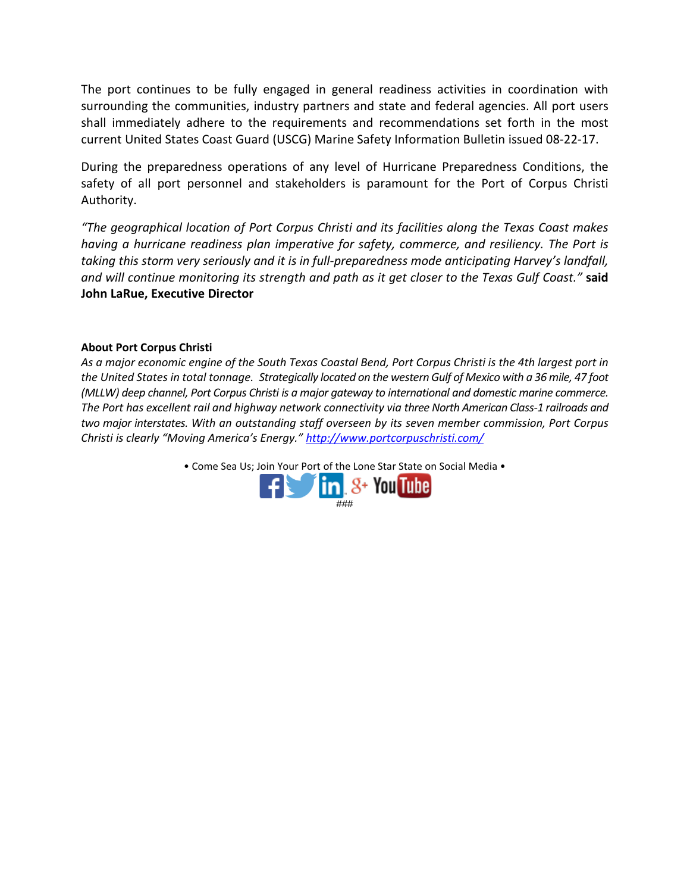The port continues to be fully engaged in general readiness activities in coordination with surrounding the communities, industry partners and state and federal agencies. All port users shall immediately adhere to the requirements and recommendations set forth in the most current United States Coast Guard (USCG) Marine Safety Information Bulletin issued 08-22-17.

During the preparedness operations of any level of Hurricane Preparedness Conditions, the safety of all port personnel and stakeholders is paramount for the Port of Corpus Christi Authority.

*"The geographical location of Port Corpus Christi and its facilities along the Texas Coast makes having a hurricane readiness plan imperative for safety, commerce, and resiliency. The Port is taking this storm very seriously and it is in full-preparedness mode anticipating Harvey's landfall, and will continue monitoring its strength and path as it get closer to the Texas Gulf Coast."* **said John LaRue, Executive Director**

**About Port Corpus Christi**

*As a major economic engine of the South Texas Coastal Bend, Port Corpus Christi is the 4th largest port in the United States in total tonnage. Strategically located on the western Gulf of Mexico with a 36 mile, 47 foot (MLLW) deep channel, Port Corpus Christi is a major gateway to international and domestic marine commerce. The Port has excellent rail and highway network connectivity via three North American Class-1 railroads and two major interstates. With an outstanding staff overseen by its seven member commission, Port Corpus Christi is clearly "Moving America's Energy."* [http://www.portcorpuschristi.com/](http://www.portcorpuschristi.com/)

• Come Sea Us; Join Your Port of the Lone Star State on Social Media •

###